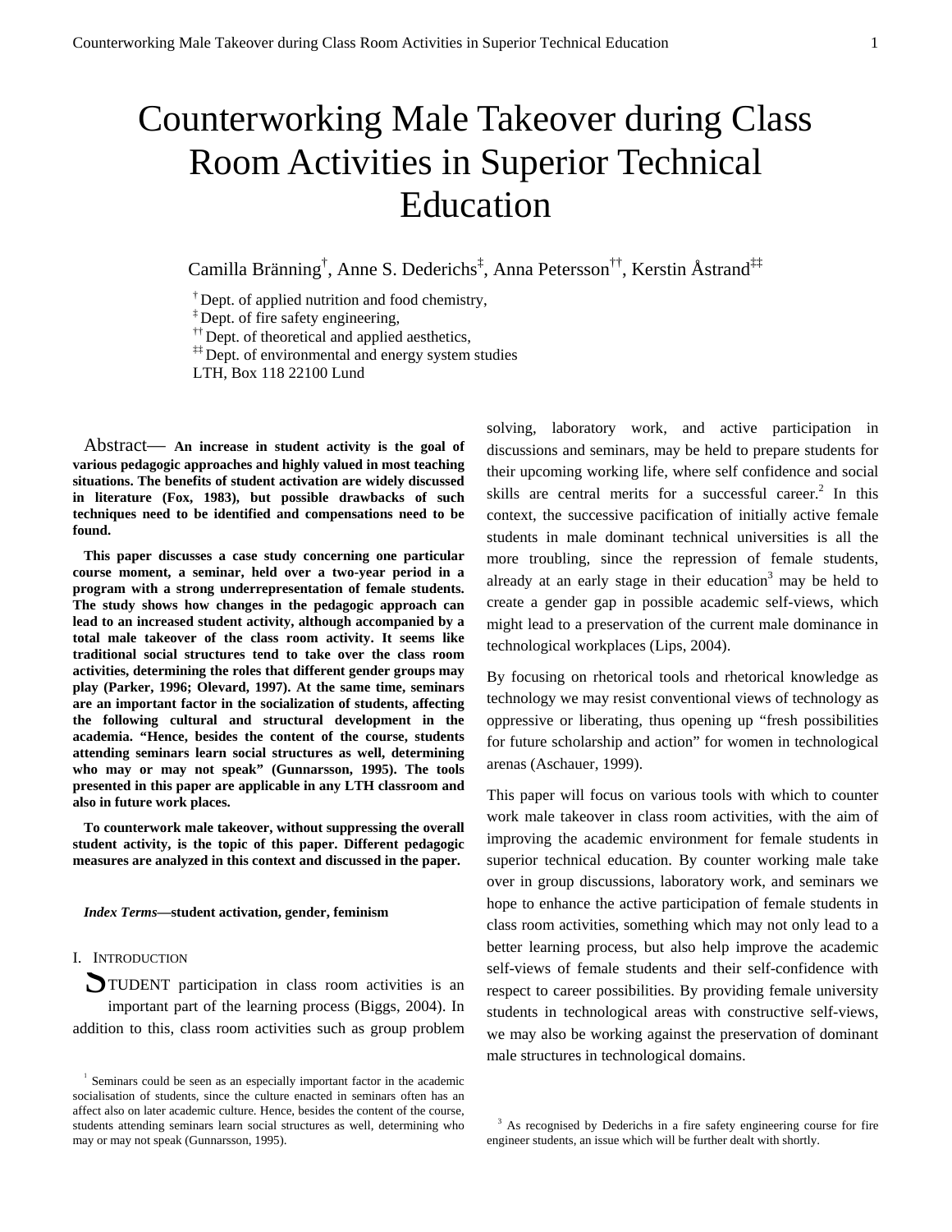# Counterworking Male Takeover during Class Room Activities in Superior Technical Education

Camilla Bränning[†], Anne S. Dederichs[‡], Anna Petersson[††], Kerstin Åstrand[‡‡]

[†] Dept. of applied nutrition and food chemistry,
[‡] Dept. of fire safety engineering,
[††] Dept. of theoretical and applied aesthetics,
[‡‡] Dept. of environmental and energy system studies
LTH, Box 118 22100 Lund

*Abstract*— **An increase in student activity is the goal of various pedagogic approaches and highly valued in most teaching situations. The benefits of student activation are widely discussed in literature (Fox, 1983), but possible drawbacks of such techniques need to be identified and compensations need to be found.**

**This paper discusses a case study concerning one particular course moment, a seminar, held over a two-year period in a program with a strong underrepresentation of female students. The study shows how changes in the pedagogic approach can lead to an increased student activity, although accompanied by a total male takeover of the class room activity. It seems like traditional social structures tend to take over the class room activities, determining the roles that different gender groups may play (Parker, 1996; Olevard, 1997). At the same time, seminars are an important factor in the socialization of students, affecting the following cultural and structural development in the academia. "Hence, besides the content of the course, students attending seminars learn social structures as well, determining who may or may not speak" (Gunnarsson, 1995). The tools presented in this paper are applicable in any LTH classroom and also in future work places.**

**To counterwork male takeover, without suppressing the overall student activity, is the topic of this paper. Different pedagogic measures are analyzed in this context and discussed in the paper.**

***Index Terms*—student activation, gender, feminism**

## I. Introduction

STUDENT participation in class room activities is an important part of the learning process (Biggs, 2004). In addition to this, class room activities such as group problem solving, laboratory work, and active participation in discussions and seminars, may be held to prepare students for their upcoming working life, where self confidence and social skills are central merits for a successful career.[2] In this context, the successive pacification of initially active female students in male dominant technical universities is all the more troubling, since the repression of female students, already at an early stage in their education[3] may be held to create a gender gap in possible academic self-views, which might lead to a preservation of the current male dominance in technological workplaces (Lips, 2004).

By focusing on rhetorical tools and rhetorical knowledge as technology we may resist conventional views of technology as oppressive or liberating, thus opening up "fresh possibilities for future scholarship and action" for women in technological arenas (Aschauer, 1999).

This paper will focus on various tools with which to counter work male takeover in class room activities, with the aim of improving the academic environment for female students in superior technical education. By counter working male take over in group discussions, laboratory work, and seminars we hope to enhance the active participation of female students in class room activities, something which may not only lead to a better learning process, but also help improve the academic self-views of female students and their self-confidence with respect to career possibilities. By providing female university students in technological areas with constructive self-views, we may also be working against the preservation of dominant male structures in technological domains.

---

[1] Seminars could be seen as an especially important factor in the academic socialisation of students, since the culture enacted in seminars often has an affect also on later academic culture. Hence, besides the content of the course, students attending seminars learn social structures as well, determining who may or may not speak (Gunnarsson, 1995).

[3] As recognised by Dederichs in a fire safety engineering course for fire engineer students, an issue which will be further dealt with shortly.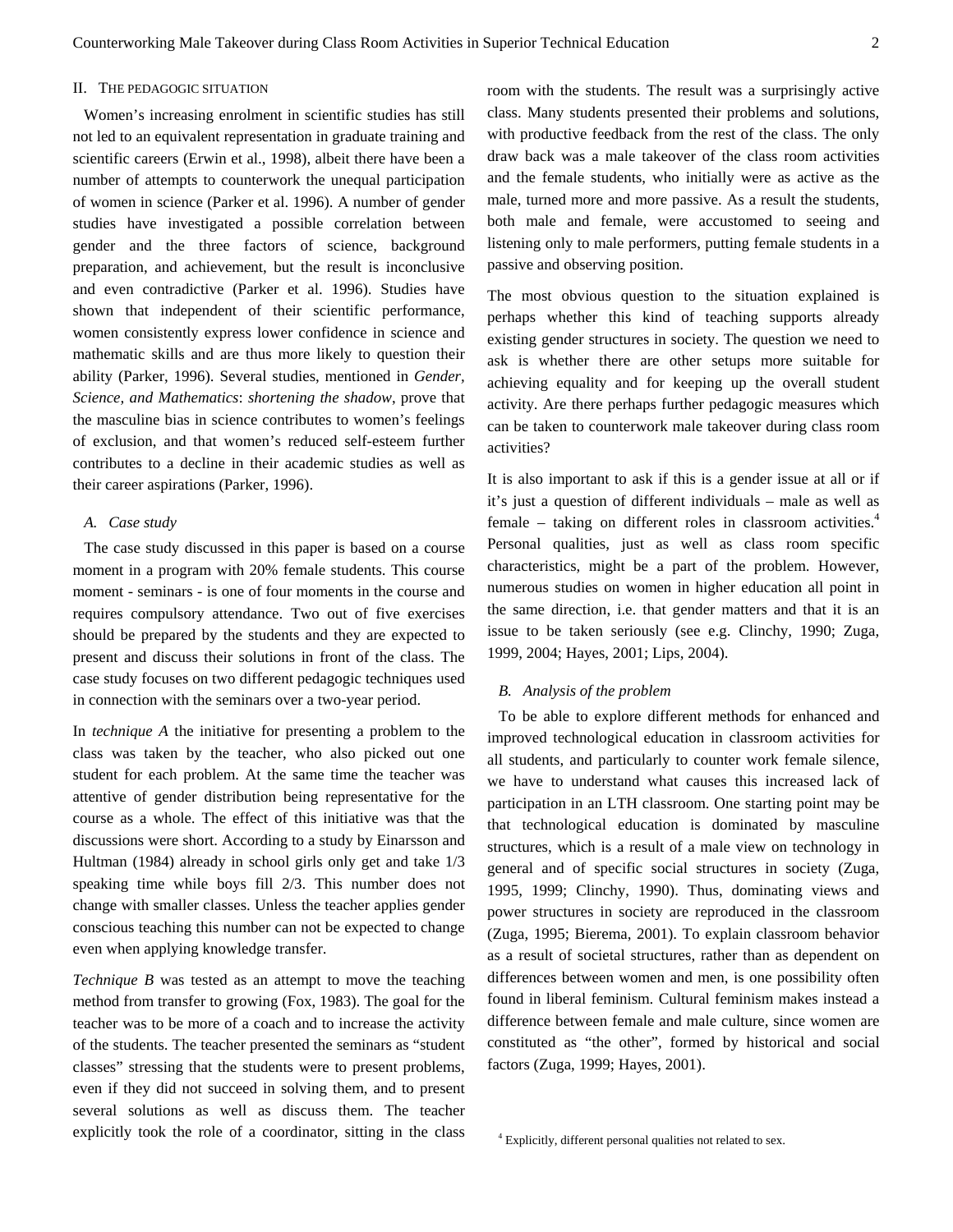## II. THE PEDAGOGIC SITUATION

Women's increasing enrolment in scientific studies has still not led to an equivalent representation in graduate training and scientific careers (Erwin et al., 1998), albeit there have been a number of attempts to counterwork the unequal participation of women in science (Parker et al. 1996). A number of gender studies have investigated a possible correlation between gender and the three factors of science, background preparation, and achievement, but the result is inconclusive and even contradictive (Parker et al. 1996). Studies have shown that independent of their scientific performance, women consistently express lower confidence in science and mathematic skills and are thus more likely to question their ability (Parker, 1996). Several studies, mentioned in *Gender, Science, and Mathematics*: *shortening the shadow*, prove that the masculine bias in science contributes to women's feelings of exclusion, and that women's reduced self-esteem further contributes to a decline in their academic studies as well as their career aspirations (Parker, 1996).

### A. Case study

The case study discussed in this paper is based on a course moment in a program with 20% female students. This course moment - seminars - is one of four moments in the course and requires compulsory attendance. Two out of five exercises should be prepared by the students and they are expected to present and discuss their solutions in front of the class. The case study focuses on two different pedagogic techniques used in connection with the seminars over a two-year period.

In *technique A* the initiative for presenting a problem to the class was taken by the teacher, who also picked out one student for each problem. At the same time the teacher was attentive of gender distribution being representative for the course as a whole. The effect of this initiative was that the discussions were short. According to a study by Einarsson and Hultman (1984) already in school girls only get and take 1/3 speaking time while boys fill 2/3. This number does not change with smaller classes. Unless the teacher applies gender conscious teaching this number can not be expected to change even when applying knowledge transfer.

*Technique B* was tested as an attempt to move the teaching method from transfer to growing (Fox, 1983). The goal for the teacher was to be more of a coach and to increase the activity of the students. The teacher presented the seminars as "student classes" stressing that the students were to present problems, even if they did not succeed in solving them, and to present several solutions as well as discuss them. The teacher explicitly took the role of a coordinator, sitting in the class room with the students. The result was a surprisingly active class. Many students presented their problems and solutions, with productive feedback from the rest of the class. The only draw back was a male takeover of the class room activities and the female students, who initially were as active as the male, turned more and more passive. As a result the students, both male and female, were accustomed to seeing and listening only to male performers, putting female students in a passive and observing position.

The most obvious question to the situation explained is perhaps whether this kind of teaching supports already existing gender structures in society. The question we need to ask is whether there are other setups more suitable for achieving equality and for keeping up the overall student activity. Are there perhaps further pedagogic measures which can be taken to counterwork male takeover during class room activities?

It is also important to ask if this is a gender issue at all or if it's just a question of different individuals – male as well as female – taking on different roles in classroom activities.[4] Personal qualities, just as well as class room specific characteristics, might be a part of the problem. However, numerous studies on women in higher education all point in the same direction, i.e. that gender matters and that it is an issue to be taken seriously (see e.g. Clinchy, 1990; Zuga, 1999, 2004; Hayes, 2001; Lips, 2004).

### B. Analysis of the problem

To be able to explore different methods for enhanced and improved technological education in classroom activities for all students, and particularly to counter work female silence, we have to understand what causes this increased lack of participation in an LTH classroom. One starting point may be that technological education is dominated by masculine structures, which is a result of a male view on technology in general and of specific social structures in society (Zuga, 1995, 1999; Clinchy, 1990). Thus, dominating views and power structures in society are reproduced in the classroom (Zuga, 1995; Bierema, 2001). To explain classroom behavior as a result of societal structures, rather than as dependent on differences between women and men, is one possibility often found in liberal feminism. Cultural feminism makes instead a difference between female and male culture, since women are constituted as "the other", formed by historical and social factors (Zuga, 1999; Hayes, 2001).

[4] Explicitly, different personal qualities not related to sex.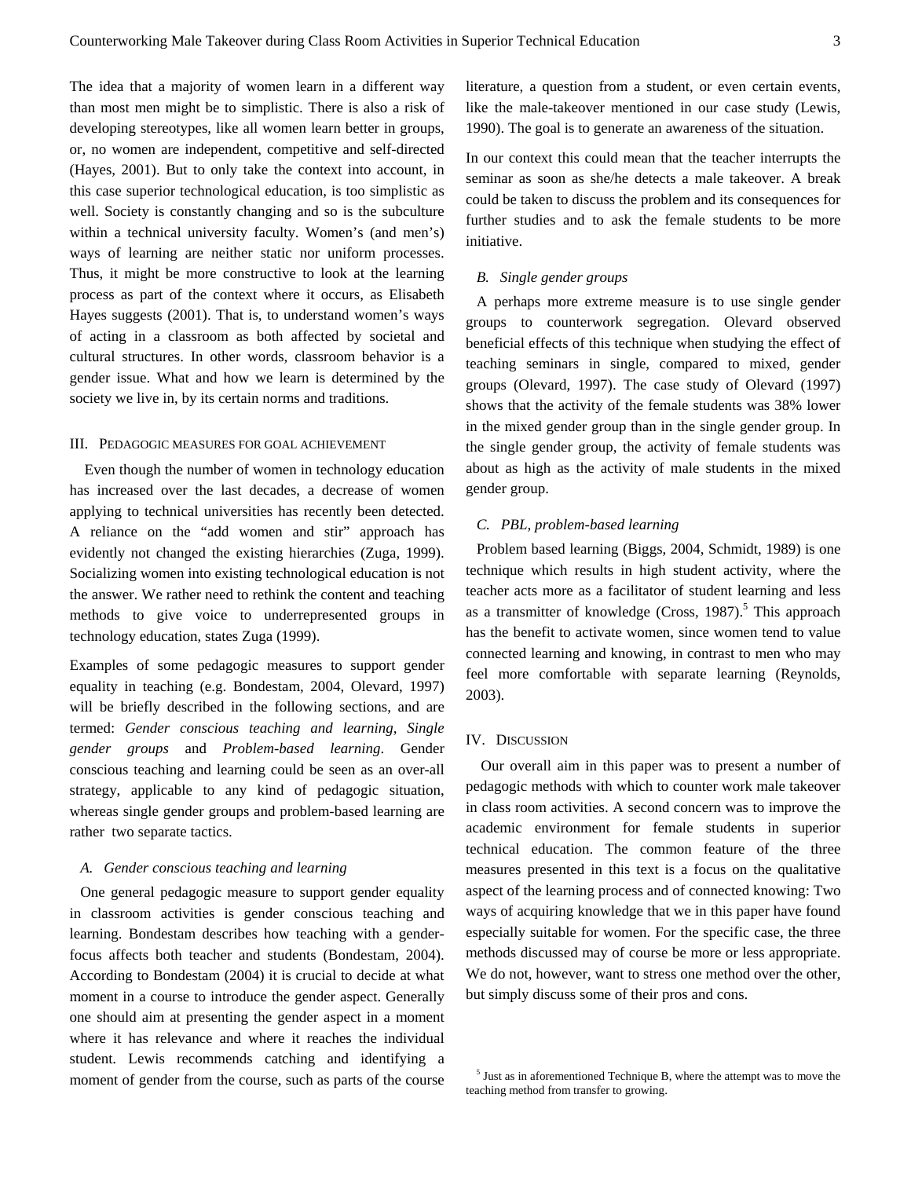The idea that a majority of women learn in a different way than most men might be to simplistic. There is also a risk of developing stereotypes, like all women learn better in groups, or, no women are independent, competitive and self-directed (Hayes, 2001). But to only take the context into account, in this case superior technological education, is too simplistic as well. Society is constantly changing and so is the subculture within a technical university faculty. Women's (and men's) ways of learning are neither static nor uniform processes. Thus, it might be more constructive to look at the learning process as part of the context where it occurs, as Elisabeth Hayes suggests (2001). That is, to understand women's ways of acting in a classroom as both affected by societal and cultural structures. In other words, classroom behavior is a gender issue. What and how we learn is determined by the society we live in, by its certain norms and traditions.

## III. Pedagogic measures for goal achievement

Even though the number of women in technology education has increased over the last decades, a decrease of women applying to technical universities has recently been detected. A reliance on the "add women and stir" approach has evidently not changed the existing hierarchies (Zuga, 1999). Socializing women into existing technological education is not the answer. We rather need to rethink the content and teaching methods to give voice to underrepresented groups in technology education, states Zuga (1999).

Examples of some pedagogic measures to support gender equality in teaching (e.g. Bondestam, 2004, Olevard, 1997) will be briefly described in the following sections, and are termed: *Gender conscious teaching and learning*, *Single gender groups* and *Problem-based learning*. Gender conscious teaching and learning could be seen as an over-all strategy, applicable to any kind of pedagogic situation, whereas single gender groups and problem-based learning are rather two separate tactics.

### A. Gender conscious teaching and learning

One general pedagogic measure to support gender equality in classroom activities is gender conscious teaching and learning. Bondestam describes how teaching with a gender-focus affects both teacher and students (Bondestam, 2004). According to Bondestam (2004) it is crucial to decide at what moment in a course to introduce the gender aspect. Generally one should aim at presenting the gender aspect in a moment where it has relevance and where it reaches the individual student. Lewis recommends catching and identifying a moment of gender from the course, such as parts of the course literature, a question from a student, or even certain events, like the male-takeover mentioned in our case study (Lewis, 1990). The goal is to generate an awareness of the situation.

In our context this could mean that the teacher interrupts the seminar as soon as she/he detects a male takeover. A break could be taken to discuss the problem and its consequences for further studies and to ask the female students to be more initiative.

### B. Single gender groups

A perhaps more extreme measure is to use single gender groups to counterwork segregation. Olevard observed beneficial effects of this technique when studying the effect of teaching seminars in single, compared to mixed, gender groups (Olevard, 1997). The case study of Olevard (1997) shows that the activity of the female students was 38% lower in the mixed gender group than in the single gender group. In the single gender group, the activity of female students was about as high as the activity of male students in the mixed gender group.

### C. PBL, problem-based learning

Problem based learning (Biggs, 2004, Schmidt, 1989) is one technique which results in high student activity, where the teacher acts more as a facilitator of student learning and less as a transmitter of knowledge (Cross, 1987).[5] This approach has the benefit to activate women, since women tend to value connected learning and knowing, in contrast to men who may feel more comfortable with separate learning (Reynolds, 2003).

## IV. Discussion

Our overall aim in this paper was to present a number of pedagogic methods with which to counter work male takeover in class room activities. A second concern was to improve the academic environment for female students in superior technical education. The common feature of the three measures presented in this text is a focus on the qualitative aspect of the learning process and of connected knowing: Two ways of acquiring knowledge that we in this paper have found especially suitable for women. For the specific case, the three methods discussed may of course be more or less appropriate. We do not, however, want to stress one method over the other, but simply discuss some of their pros and cons.

[5] Just as in aforementioned Technique B, where the attempt was to move the teaching method from transfer to growing.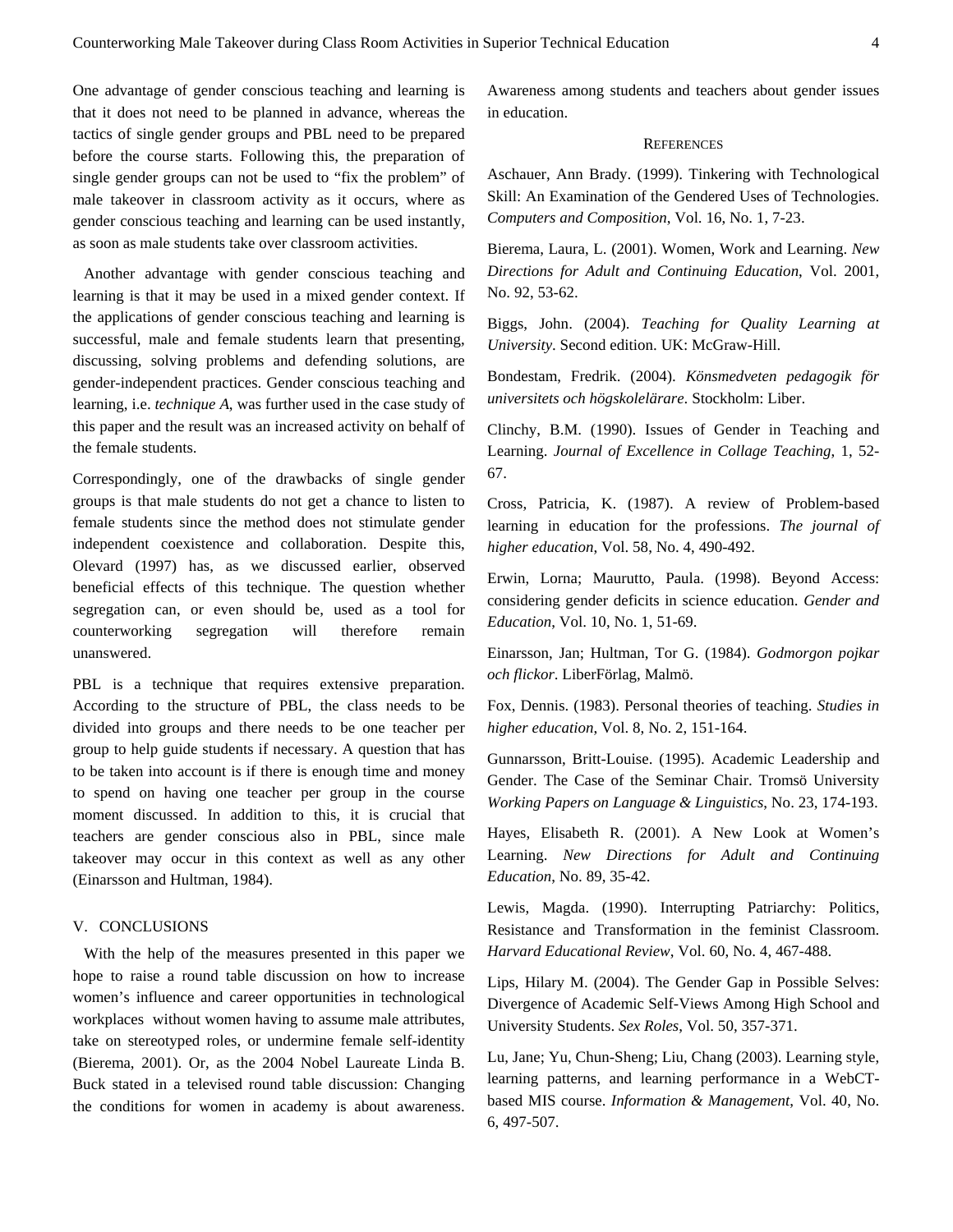One advantage of gender conscious teaching and learning is that it does not need to be planned in advance, whereas the tactics of single gender groups and PBL need to be prepared before the course starts. Following this, the preparation of single gender groups can not be used to “fix the problem” of male takeover in classroom activity as it occurs, where as gender conscious teaching and learning can be used instantly, as soon as male students take over classroom activities.

Another advantage with gender conscious teaching and learning is that it may be used in a mixed gender context. If the applications of gender conscious teaching and learning is successful, male and female students learn that presenting, discussing, solving problems and defending solutions, are gender-independent practices. Gender conscious teaching and learning, i.e. *technique A*, was further used in the case study of this paper and the result was an increased activity on behalf of the female students.

Correspondingly, one of the drawbacks of single gender groups is that male students do not get a chance to listen to female students since the method does not stimulate gender independent coexistence and collaboration. Despite this, Olevard (1997) has, as we discussed earlier, observed beneficial effects of this technique. The question whether segregation can, or even should be, used as a tool for counterworking segregation will therefore remain unanswered.

PBL is a technique that requires extensive preparation. According to the structure of PBL, the class needs to be divided into groups and there needs to be one teacher per group to help guide students if necessary. A question that has to be taken into account is if there is enough time and money to spend on having one teacher per group in the course moment discussed. In addition to this, it is crucial that teachers are gender conscious also in PBL, since male takeover may occur in this context as well as any other (Einarsson and Hultman, 1984).

## V. CONCLUSIONS

With the help of the measures presented in this paper we hope to raise a round table discussion on how to increase women’s influence and career opportunities in technological workplaces without women having to assume male attributes, take on stereotyped roles, or undermine female self-identity (Bierema, 2001). Or, as the 2004 Nobel Laureate Linda B. Buck stated in a televised round table discussion: Changing the conditions for women in academy is about awareness. Awareness among students and teachers about gender issues in education.

## REFERENCES

Aschauer, Ann Brady. (1999). Tinkering with Technological Skill: An Examination of the Gendered Uses of Technologies. *Computers and Composition*, Vol. 16, No. 1, 7-23.

Bierema, Laura, L. (2001). Women, Work and Learning. *New Directions for Adult and Continuing Education*, Vol. 2001, No. 92, 53-62.

Biggs, John. (2004). *Teaching for Quality Learning at University*. Second edition. UK: McGraw-Hill.

Bondestam, Fredrik. (2004). *Könsmedveten pedagogik för universitets och högskolelärare*. Stockholm: Liber.

Clinchy, B.M. (1990). Issues of Gender in Teaching and Learning. *Journal of Excellence in Collage Teaching*, 1, 52-67.

Cross, Patricia, K. (1987). A review of Problem-based learning in education for the professions. *The journal of higher education*, Vol. 58, No. 4, 490-492.

Erwin, Lorna; Maurutto, Paula. (1998). Beyond Access: considering gender deficits in science education. *Gender and Education*, Vol. 10, No. 1, 51-69.

Einarsson, Jan; Hultman, Tor G. (1984). *Godmorgon pojkar och flickor*. LiberFörlag, Malmö.

Fox, Dennis. (1983). Personal theories of teaching. *Studies in higher education*, Vol. 8, No. 2, 151-164.

Gunnarsson, Britt-Louise. (1995). Academic Leadership and Gender. The Case of the Seminar Chair. Tromsö University *Working Papers on Language & Linguistics*, No. 23, 174-193.

Hayes, Elisabeth R. (2001). A New Look at Women’s Learning. *New Directions for Adult and Continuing Education*, No. 89, 35-42.

Lewis, Magda. (1990). Interrupting Patriarchy: Politics, Resistance and Transformation in the feminist Classroom. *Harvard Educational Review*, Vol. 60, No. 4, 467-488.

Lips, Hilary M. (2004). The Gender Gap in Possible Selves: Divergence of Academic Self-Views Among High School and University Students. *Sex Roles*, Vol. 50, 357-371.

Lu, Jane; Yu, Chun-Sheng; Liu, Chang (2003). Learning style, learning patterns, and learning performance in a WebCT-based MIS course. *Information & Management*, Vol. 40, No. 6, 497-507.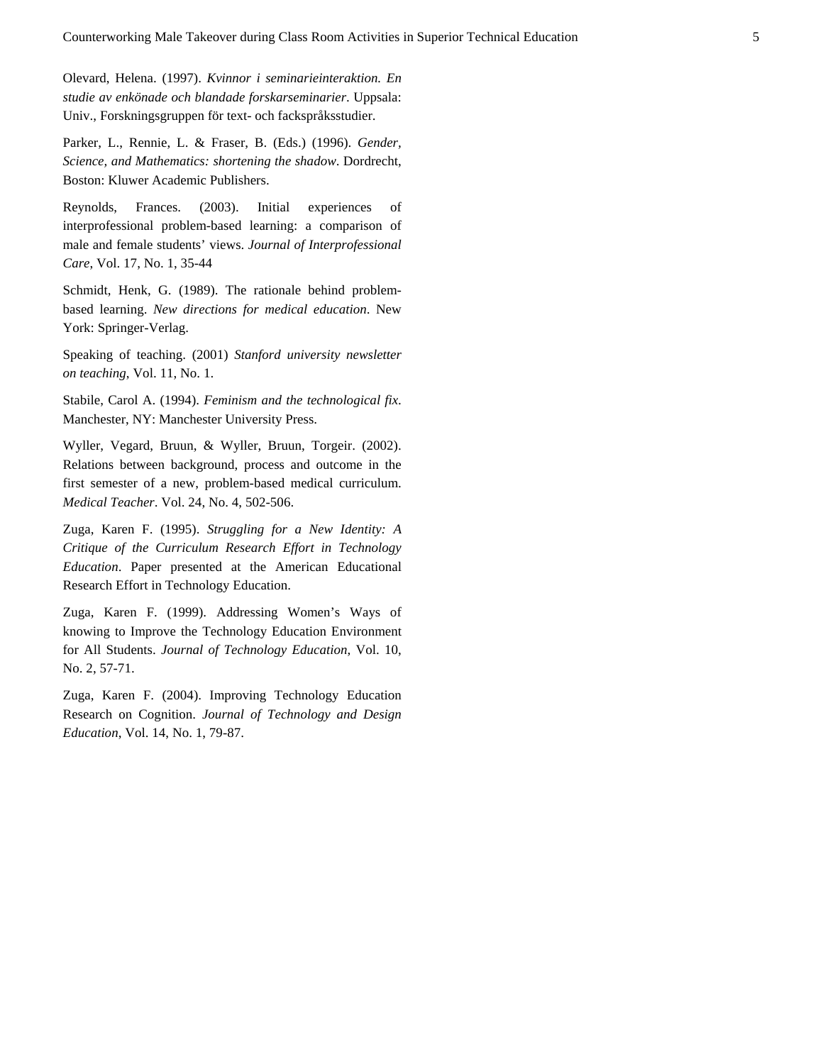Olevard, Helena. (1997). *Kvinnor i seminarieinteraktion. En studie av enkönade och blandade forskarseminarier*. Uppsala: Univ., Forskningsgruppen för text- och fackspråksstudier.

Parker, L., Rennie, L. & Fraser, B. (Eds.) (1996). *Gender, Science, and Mathematics: shortening the shadow*. Dordrecht, Boston: Kluwer Academic Publishers.

Reynolds, Frances. (2003). Initial experiences of interprofessional problem-based learning: a comparison of male and female students' views. *Journal of Interprofessional Care*, Vol. 17, No. 1, 35-44

Schmidt, Henk, G. (1989). The rationale behind problem-based learning. *New directions for medical education*. New York: Springer-Verlag.

Speaking of teaching. (2001) *Stanford university newsletter on teaching*, Vol. 11, No. 1.

Stabile, Carol A. (1994). *Feminism and the technological fix*. Manchester, NY: Manchester University Press.

Wyller, Vegard, Bruun, & Wyller, Bruun, Torgeir. (2002). Relations between background, process and outcome in the first semester of a new, problem-based medical curriculum. *Medical Teacher*. Vol. 24, No. 4, 502-506.

Zuga, Karen F. (1995). *Struggling for a New Identity: A Critique of the Curriculum Research Effort in Technology Education*. Paper presented at the American Educational Research Effort in Technology Education.

Zuga, Karen F. (1999). Addressing Women's Ways of knowing to Improve the Technology Education Environment for All Students. *Journal of Technology Education*, Vol. 10, No. 2, 57-71.

Zuga, Karen F. (2004). Improving Technology Education Research on Cognition. *Journal of Technology and Design Education*, Vol. 14, No. 1, 79-87.